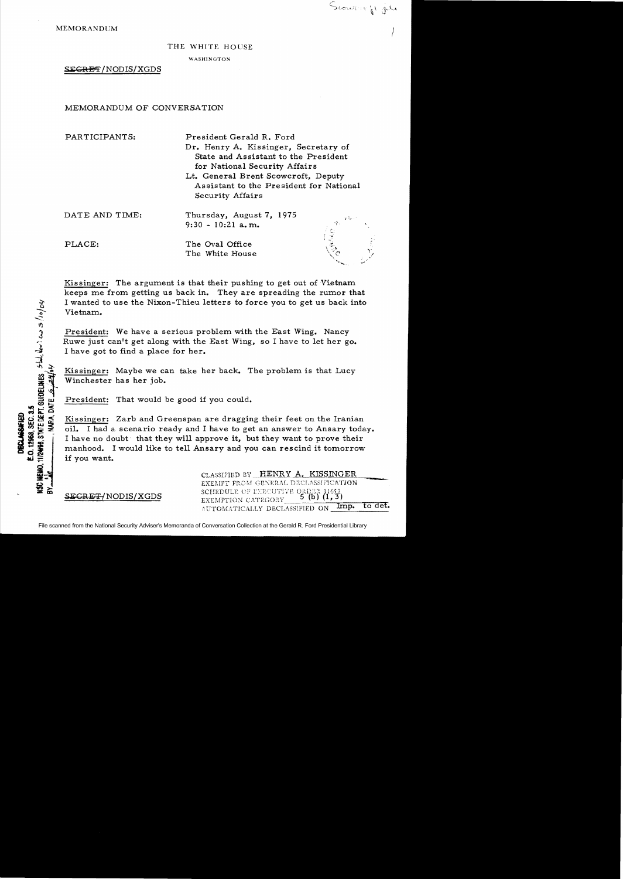MEMORANDUM

THE WHITE HOUSE

WASHINGTON

~~SECRET~~/NODIS/XGDS

MEMORANDUM OF CONVERSATION

PARTICIPANTS: President Gerald R. Ford
Dr. Henry A. Kissinger, Secretary of State and Assistant to the President for National Security Affairs
Lt. General Brent Scowcroft, Deputy Assistant to the President for National Security Affairs

DATE AND TIME: Thursday, August 7, 1975
9:30 - 10:21 a.m.

PLACE: The Oval Office
The White House

Kissinger: The argument is that their pushing to get out of Vietnam keeps me from getting us back in. They are spreading the rumor that I wanted to use the Nixon-Thieu letters to force you to get us back into Vietnam.

President: We have a serious problem with the East Wing. Nancy Ruwe just can't get along with the East Wing, so I have to let her go. I have got to find a place for her.

Kissinger: Maybe we can take her back. The problem is that Lucy Winchester has her job.

President: That would be good if you could.

Kissinger: Zarb and Greenspan are dragging their feet on the Iranian oil. I had a scenario ready and I have to get an answer to Ansary today. I have no doubt that they will approve it, but they want to prove their manhood. I would like to tell Ansary and you can rescind it tomorrow if you want.

CLASSIFIED BY HENRY A. KISSINGER
EXEMPT FROM GENERAL DECLASSIFICATION SCHEDULE OF EXECUTIVE ORDER 11652
EXEMPTION CATEGORY 5 (b) (1, 3)
AUTOMATICALLY DECLASSIFIED ON Imp. to det.

~~SECRET~~/NODIS/XGDS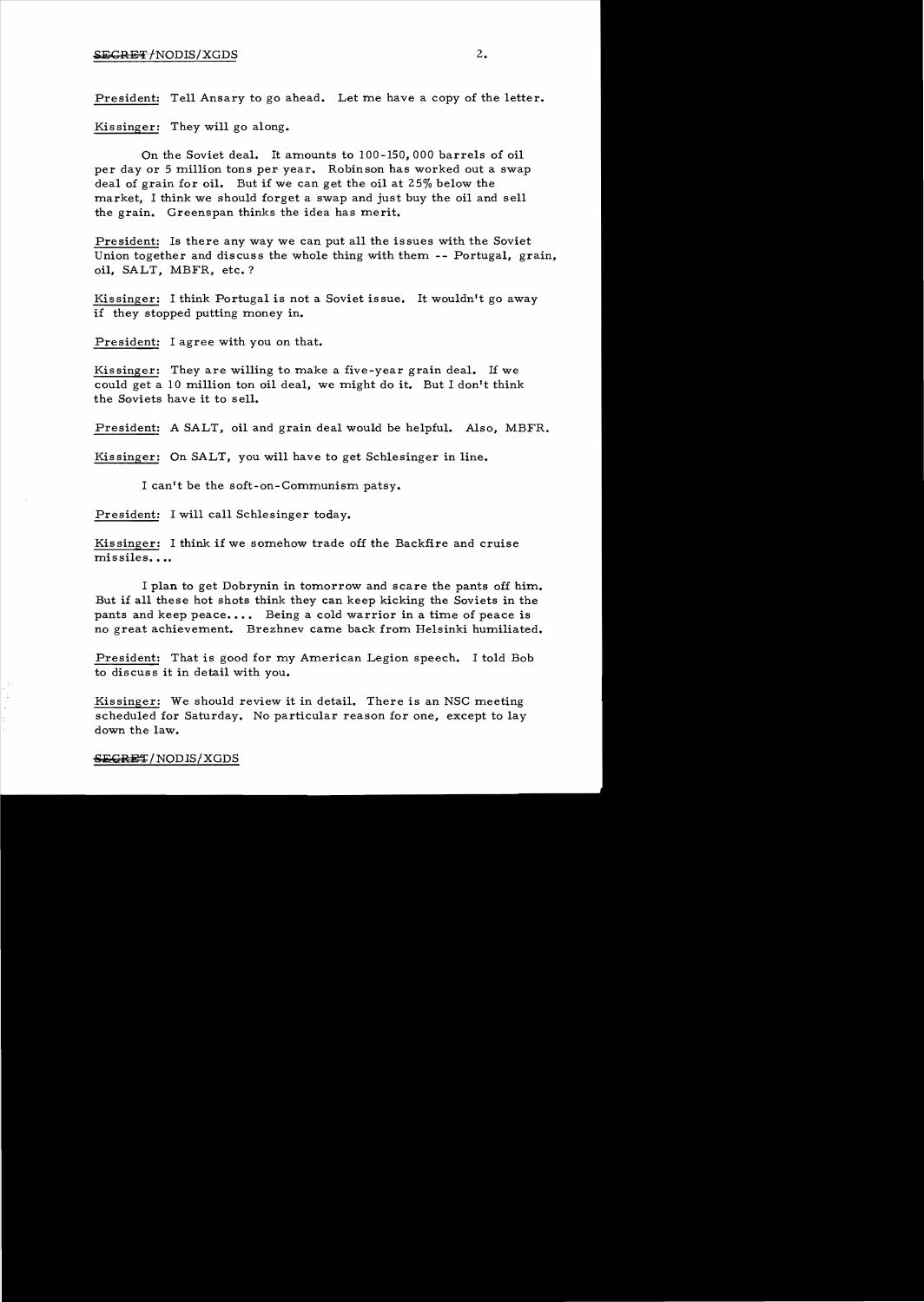President: Tell Ansary to go ahead. Let me have a copy of the letter.

Kissinger: They will go along.

On the Soviet deal. It amounts to 100-150,000 barrels of oil per day or 5 million tons per year. Robinson has worked out a swap deal of grain for oil. But if we can get the oil at 25% below the market, I think we should forget a swap and just buy the oil and sell the grain. Greenspan thinks the idea has merit.

President: Is there any way we can put all the issues with the Soviet Union together and discuss the whole thing with them -- Portugal, grain, oil, SALT, MBFR, etc.?

Kissinger: I think Portugal is not a Soviet issue. It wouldn't go away if they stopped putting money in.

President: I agree with you on that.

Kissinger: They are willing to make a five-year grain deal. If we could get a 10 million ton oil deal, we might do it. But I don't think the Soviets have it to sell.

President: A SALT, oil and grain deal would be helpful. Also, MBFR.

Kissinger: On SALT, you will have to get Schlesinger in line.

I can't be the soft-on-Communism patsy.

President: I will call Schlesinger today.

Kissinger: I think if we somehow trade off the Backfire and cruise missiles....

I plan to get Dobrynin in tomorrow and scare the pants off him. But if all these hot shots think they can keep kicking the Soviets in the pants and keep peace.... Being a cold warrior in a time of peace is no great achievement. Brezhnev came back from Helsinki humiliated.

President: That is good for my American Legion speech. I told Bob to discuss it in detail with you.

Kissinger: We should review it in detail. There is an NSC meeting scheduled for Saturday. No particular reason for one, except to lay down the law.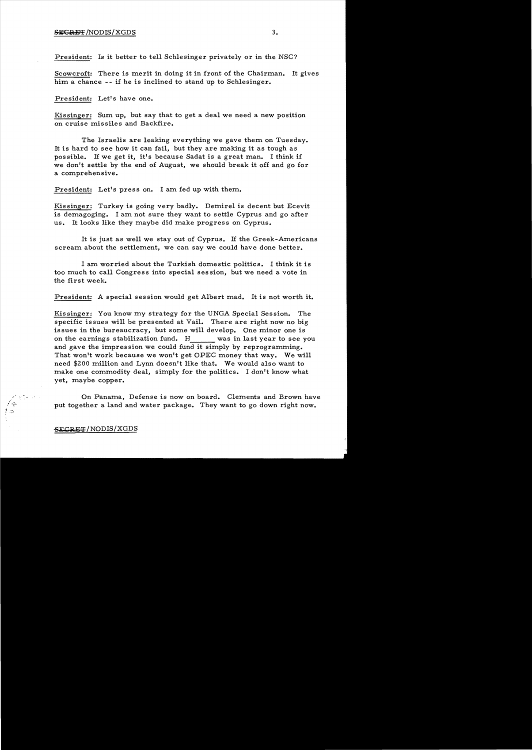President: Is it better to tell Schlesinger privately or in the NSC?

Scowcroft: There is merit in doing it in front of the Chairman. It gives him a chance -- if he is inclined to stand up to Schlesinger.

President: Let's have one.

Kissinger: Sum up, but say that to get a deal we need a new position on cruise missiles and Backfire.

The Israelis are leaking everything we gave them on Tuesday. It is hard to see how it can fail, but they are making it as tough as possible. If we get it, it's because Sadat is a great man. I think if we don't settle by the end of August, we should break it off and go for a comprehensive.

President: Let's press on. I am fed up with them.

Kissinger: Turkey is going very badly. Demirel is decent but Ecevit is demagoging. I am not sure they want to settle Cyprus and go after us. It looks like they maybe did make progress on Cyprus.

It is just as well we stay out of Cyprus. If the Greek-Americans scream about the settlement, we can say we could have done better.

I am worried about the Turkish domestic politics. I think it is too much to call Congress into special session, but we need a vote in the first week.

President: A special session would get Albert mad. It is not worth it.

Kissinger: You know my strategy for the UNGA Special Session. The specific issues will be presented at Vail. There are right now no big issues in the bureaucracy, but some will develop. One minor one is on the earnings stabilization fund. H______ was in last year to see you and gave the impression we could fund it simply by reprogramming. That won't work because we won't get OPEC money that way. We will need $200 million and Lynn doesn't like that. We would also want to make one commodity deal, simply for the politics. I don't know what yet, maybe copper.

On Panama, Defense is now on board. Clements and Brown have put together a land and water package. They want to go down right now.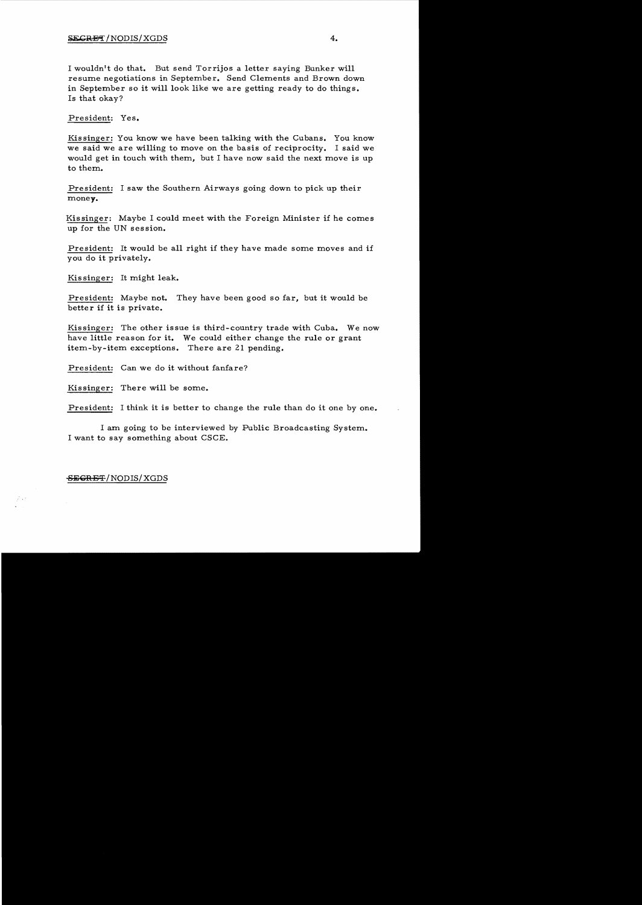I wouldn't do that. But send Torrijos a letter saying Bunker will resume negotiations in September. Send Clements and Brown down in September so it will look like we are getting ready to do things. Is that okay?

President: Yes.

Kissinger: You know we have been talking with the Cubans. You know we said we are willing to move on the basis of reciprocity. I said we would get in touch with them, but I have now said the next move is up to them.

President: I saw the Southern Airways going down to pick up their money.

Kissinger: Maybe I could meet with the Foreign Minister if he comes up for the UN session.

President: It would be all right if they have made some moves and if you do it privately.

Kissinger: It might leak.

President: Maybe not. They have been good so far, but it would be better if it is private.

Kissinger: The other issue is third-country trade with Cuba. We now have little reason for it. We could either change the rule or grant item-by-item exceptions. There are 21 pending.

President: Can we do it without fanfare?

Kissinger: There will be some.

President: I think it is better to change the rule than do it one by one.

I am going to be interviewed by Public Broadcasting System. I want to say something about CSCE.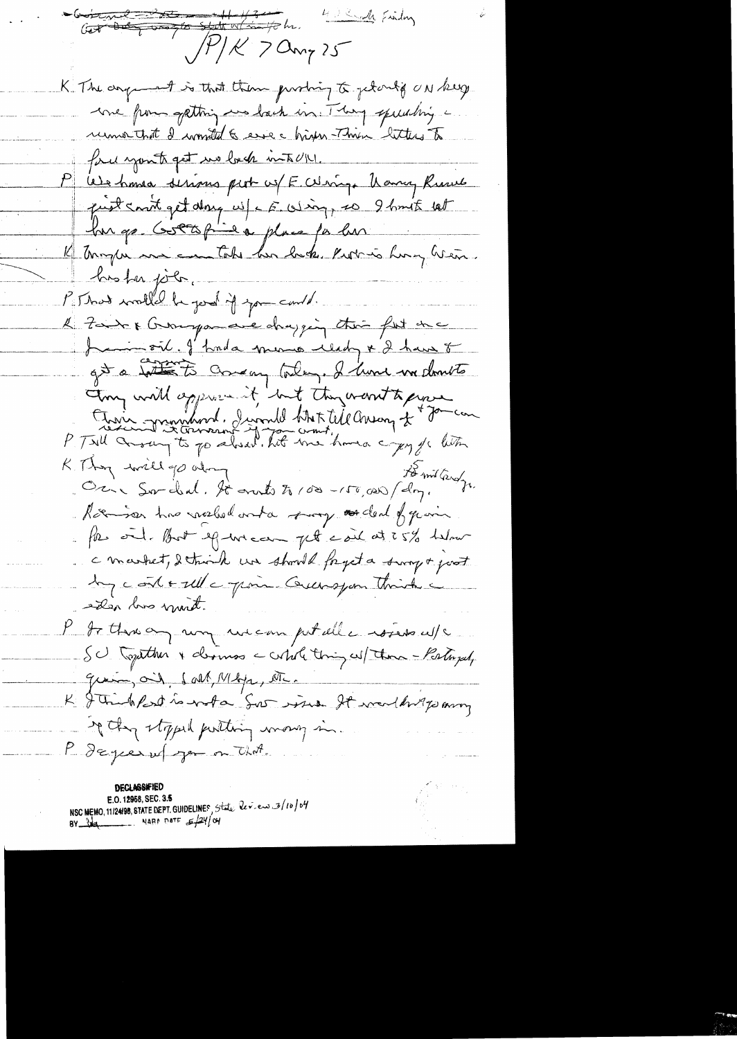Get Dobrynin to State Wash for hr.    4 2 Saudi Friday

P/K 7 Aug 75

K The argument is that them pushing to get out of UN keep
one from getting us back in. They spreading a
rumor that I wanted to veer a higher than letter to
force you to get us back into UN.

P We have a serious prob w/ E. Wing. Nancy Russell
just can't get along w/ E. Wing, so I must let
her go. Got to find a place for her

K Maybe we can take her back. Rush is having Weir.
has her job.

P That would be good if you could.

K Zarb & Greenspan are dragging their feet on
Iranian oil. I had a memo ready & I have to
get a letter to Ansary today. I have no doubts
they will approve it, but they want to prove
their manhood. I would like to tell Ansary & if you can
assure it & Ansary if you want.

P Tell Ansary to go ahead. Let me have a copy of letter

K They will go along    to mid Sunday.
Own Soviet deal. It amounts to 100 – 150,000/day.
Robinson has worked out a swap deal of grain
for oil. But if we can get oil at 25% below
market, I think we should forget a swap & just
buy oil & sell grain. Greenspan thinks
idea has merit.

P In this way we can put all issues w/ the
SU together & discuss whole thing w/ them – Portugal,
grain, oil, SALT, MBFR, etc.

K I think Port is not a Sov issue. It would be going away
if they stopped putting money in.

P I agree w/ you on that.

**DECLASSIFIED**
E.O. 12958, SEC. 3.5
NSC MEMO, 11/24/98, STATE DEPT. GUIDELINES, State Review 3/10/04
BY ___ NARA DATE 5/24/04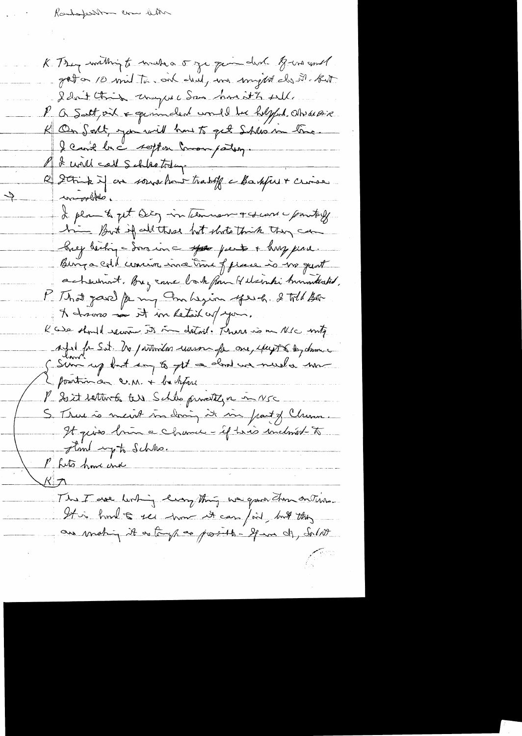Rambouillet conversation

K They willing to make a 5 yr grain deal. If we could get a 10 mil ton. oil deal, we might do it. But I don't think Congress can have it both.

P A Salt, oil & grain deal would be helpful. Otherwise

K On Salt, you will have to get Schles in line. I can't be a referee on our policy.

P I will call Schles today.

K I think if we somehow tradeoff a Backfire + cruise missiles.

I plan to get Dizzy in Cabinet and he can push off him. But if all these hot shots think they can buy leading a Sov in a ~~spot~~ pants & hurry peace. Being a cold warrior in a time of peace is no great achievement. Brz came back from Helsinki humiliated.

P That good for my Am Legion speech. I told Bob to discuss it in detail w/ you.

K We should review it in detail. There is no NSC entity except for Salt. No particular reason for one, except to try drum up support [Laird] but say to get a deal we need a new position on C.M. + backfire

P Is it better to tell Schles privately or in NSC

S There is merit in doing it in front of Clemen. It gives him a chance - if he is inclined to stand up to Schles.

P Lots have ever

K There I are lots of everything we gave them on Turkey. It is hard to see how it can pass, but they are making it as tough as possible. If we do, Salt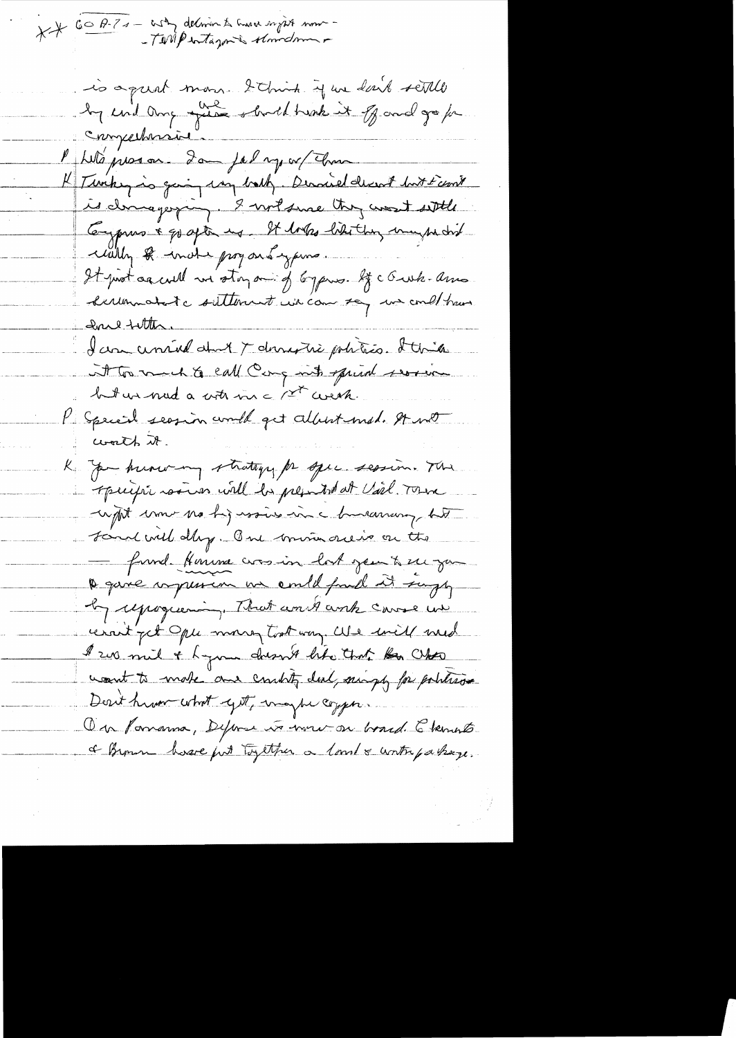** GOP-74 – Why deliver to Cruise right now – – Tell Pentagon to stand down –

is a great man. I think if we don't settle by end Aug we should break it off and go for congressional.

P Let's press on. I am fed up w/ them.

K Turkey is going very badly. Denied direct but I can't
is damaging. I not sure they won't settle
Cyprus & go after us. It looks like they may be doing
really & make prog on Cyprus.
It just as well we stay out of Cyprus. If a Greek-Amer
discriminate settlement we can say we could have
done better.

I am worried about domestic politics. I think
it too much to call Cong into special session
but we need a vote in the 1st week.

P Special session would get albert mad. It not
worth it.

K You know my strategy for spec. session. The
special session will be presented at Vail. There
might now no big issue in the bureaucracy, but
some will slip. One more issue on the
– fund. Horowitz was in last year to see you
& gave impression we could fund it simply
by reprogramming. That won't work cause we
won't get Opec money that way. We will need
$200 mil + Ingersoll doesn't like that. Kas Chiao
want to make one credit deal, simply for politics.
Don't know what yet, maybe copper.

On Panama, Defense is more on board. Clements
& Brown have put together a land & waters package.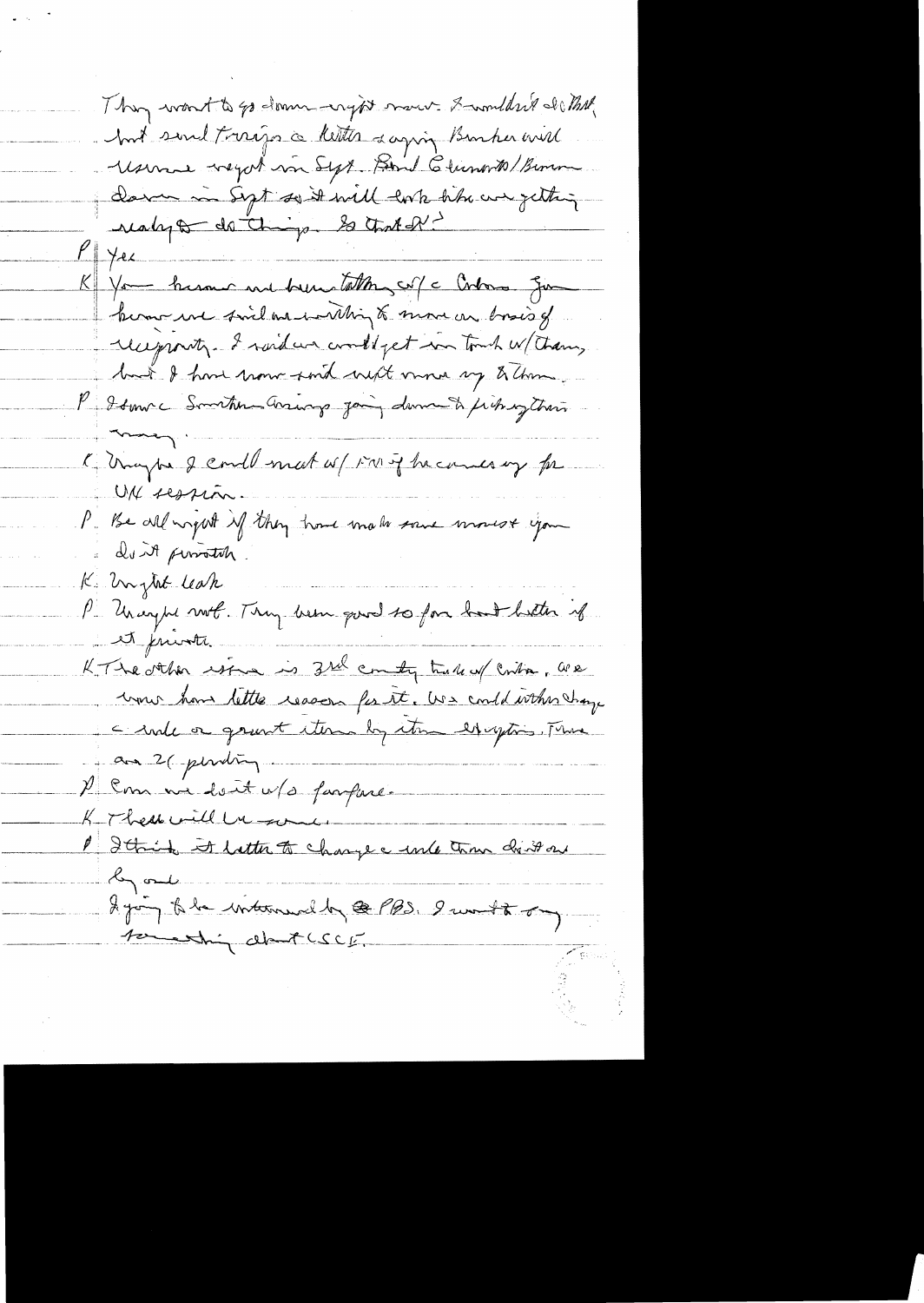They want to go down right now. I wouldn't do that, but send Torrijos a letter saying Bunker will resume negot in Sept. Bond & Bunker down in Sept so it will look like we getting ready to do things. Is that OK?

P Yes

K You know we've been talking w/ Cubans. Jim knows we said we're willing to move on basis of reciprocity. I said we could get in touch w/ them, but I have now said we'll move up to them.

P I know Sonntag going down to pick up their money.

K Maybe I could meet w/ FM if he comes up for UN session.

P Be all right if they have made some moves & you do it privately.

K Might leak

P Maybe not. They been good so far but better if it private.

K The other issue is 3rd country trade w/ Cuba. We now have little reason for it. We could either change a rule or grant item by item exceptions. There are 21 pending.

P Can we do it w/o fanfare.

K There will be some.

P I think it better to change a rule than do it one by one.

I going to be interviewed by PBS. I want to say something about CSCE.